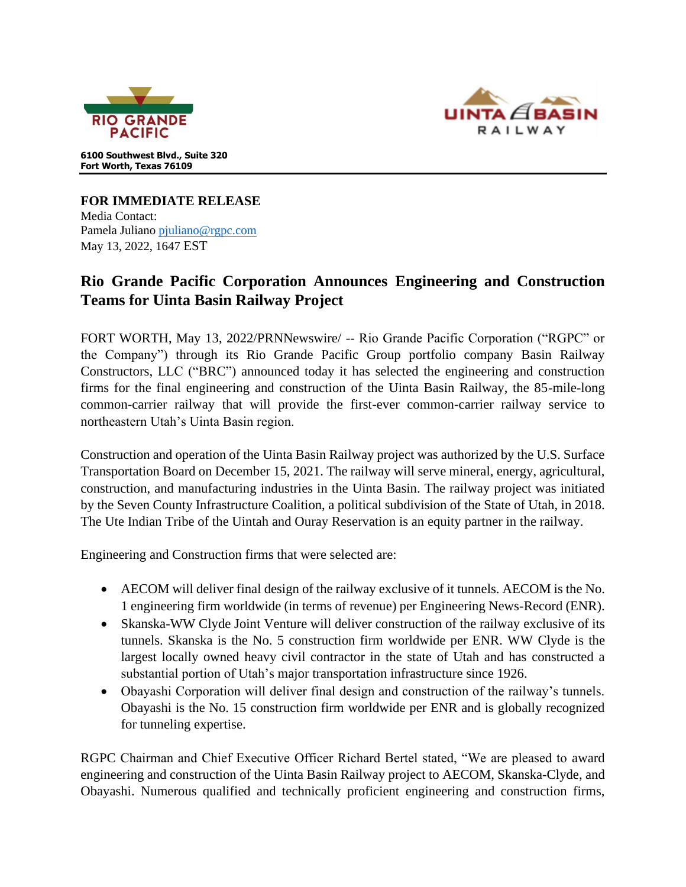RIO GRANDE PACIFIC

UINTA BASIN RAILWAY

**6100 Southwest Blvd., Suite 320**
**Fort Worth, Texas 76109**

**FOR IMMEDIATE RELEASE**
Media Contact:
Pamela Juliano pjuliano@rgpc.com
May 13, 2022, 1647 EST

## Rio Grande Pacific Corporation Announces Engineering and Construction Teams for Uinta Basin Railway Project

FORT WORTH, May 13, 2022/PRNNewswire/ -- Rio Grande Pacific Corporation ("RGPC" or the Company") through its Rio Grande Pacific Group portfolio company Basin Railway Constructors, LLC ("BRC") announced today it has selected the engineering and construction firms for the final engineering and construction of the Uinta Basin Railway, the 85-mile-long common-carrier railway that will provide the first-ever common-carrier railway service to northeastern Utah's Uinta Basin region.

Construction and operation of the Uinta Basin Railway project was authorized by the U.S. Surface Transportation Board on December 15, 2021. The railway will serve mineral, energy, agricultural, construction, and manufacturing industries in the Uinta Basin. The railway project was initiated by the Seven County Infrastructure Coalition, a political subdivision of the State of Utah, in 2018. The Ute Indian Tribe of the Uintah and Ouray Reservation is an equity partner in the railway.

Engineering and Construction firms that were selected are:

- AECOM will deliver final design of the railway exclusive of it tunnels. AECOM is the No. 1 engineering firm worldwide (in terms of revenue) per Engineering News-Record (ENR).
- Skanska-WW Clyde Joint Venture will deliver construction of the railway exclusive of its tunnels. Skanska is the No. 5 construction firm worldwide per ENR. WW Clyde is the largest locally owned heavy civil contractor in the state of Utah and has constructed a substantial portion of Utah's major transportation infrastructure since 1926.
- Obayashi Corporation will deliver final design and construction of the railway's tunnels. Obayashi is the No. 15 construction firm worldwide per ENR and is globally recognized for tunneling expertise.

RGPC Chairman and Chief Executive Officer Richard Bertel stated, "We are pleased to award engineering and construction of the Uinta Basin Railway project to AECOM, Skanska-Clyde, and Obayashi. Numerous qualified and technically proficient engineering and construction firms,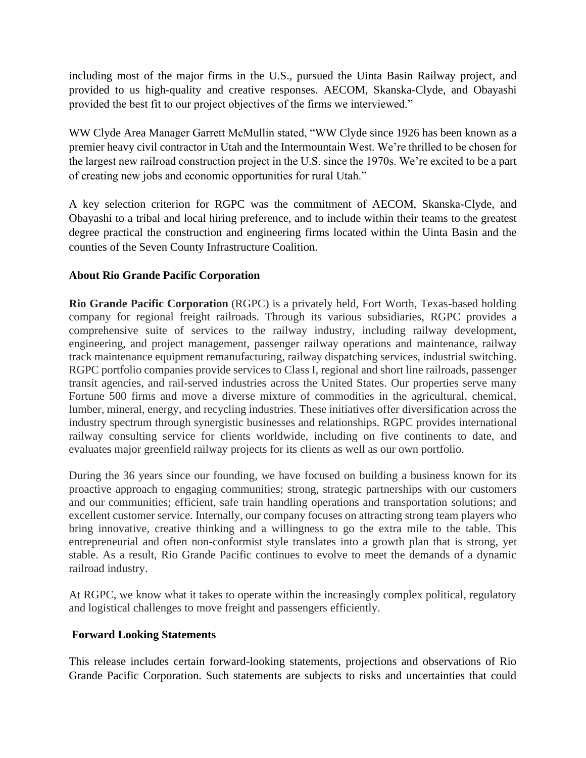including most of the major firms in the U.S., pursued the Uinta Basin Railway project, and provided to us high-quality and creative responses. AECOM, Skanska-Clyde, and Obayashi provided the best fit to our project objectives of the firms we interviewed."

WW Clyde Area Manager Garrett McMullin stated, "WW Clyde since 1926 has been known as a premier heavy civil contractor in Utah and the Intermountain West. We're thrilled to be chosen for the largest new railroad construction project in the U.S. since the 1970s. We're excited to be a part of creating new jobs and economic opportunities for rural Utah."

A key selection criterion for RGPC was the commitment of AECOM, Skanska-Clyde, and Obayashi to a tribal and local hiring preference, and to include within their teams to the greatest degree practical the construction and engineering firms located within the Uinta Basin and the counties of the Seven County Infrastructure Coalition.

**About Rio Grande Pacific Corporation**

**Rio Grande Pacific Corporation** (RGPC) is a privately held, Fort Worth, Texas-based holding company for regional freight railroads. Through its various subsidiaries, RGPC provides a comprehensive suite of services to the railway industry, including railway development, engineering, and project management, passenger railway operations and maintenance, railway track maintenance equipment remanufacturing, railway dispatching services, industrial switching. RGPC portfolio companies provide services to Class I, regional and short line railroads, passenger transit agencies, and rail-served industries across the United States. Our properties serve many Fortune 500 firms and move a diverse mixture of commodities in the agricultural, chemical, lumber, mineral, energy, and recycling industries. These initiatives offer diversification across the industry spectrum through synergistic businesses and relationships. RGPC provides international railway consulting service for clients worldwide, including on five continents to date, and evaluates major greenfield railway projects for its clients as well as our own portfolio.

During the 36 years since our founding, we have focused on building a business known for its proactive approach to engaging communities; strong, strategic partnerships with our customers and our communities; efficient, safe train handling operations and transportation solutions; and excellent customer service. Internally, our company focuses on attracting strong team players who bring innovative, creative thinking and a willingness to go the extra mile to the table. This entrepreneurial and often non-conformist style translates into a growth plan that is strong, yet stable. As a result, Rio Grande Pacific continues to evolve to meet the demands of a dynamic railroad industry.

At RGPC, we know what it takes to operate within the increasingly complex political, regulatory and logistical challenges to move freight and passengers efficiently.

**Forward Looking Statements**

This release includes certain forward-looking statements, projections and observations of Rio Grande Pacific Corporation. Such statements are subjects to risks and uncertainties that could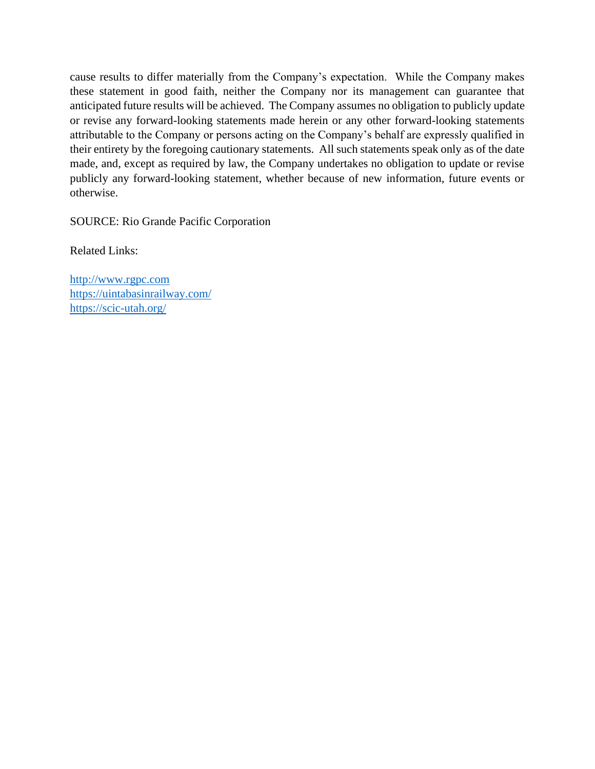cause results to differ materially from the Company's expectation. While the Company makes these statement in good faith, neither the Company nor its management can guarantee that anticipated future results will be achieved. The Company assumes no obligation to publicly update or revise any forward-looking statements made herein or any other forward-looking statements attributable to the Company or persons acting on the Company's behalf are expressly qualified in their entirety by the foregoing cautionary statements. All such statements speak only as of the date made, and, except as required by law, the Company undertakes no obligation to update or revise publicly any forward-looking statement, whether because of new information, future events or otherwise.

SOURCE: Rio Grande Pacific Corporation

Related Links:

http://www.rgpc.com
https://uintabasinrailway.com/
https://scic-utah.org/